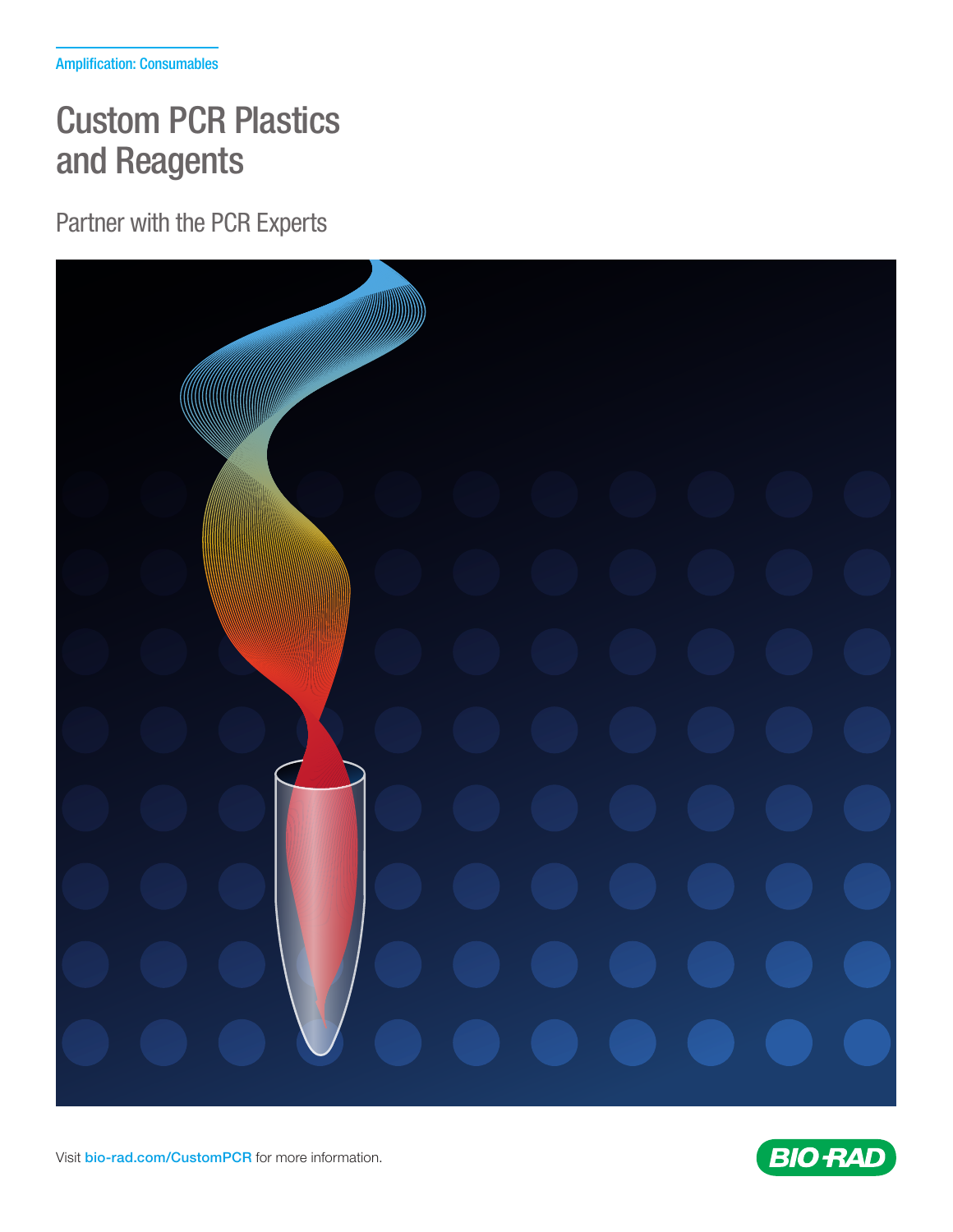Amplification: Consumables

# Custom PCR Plastics and Reagents

## Partner with the PCR Experts

Visit bio-rad.com/CustomPCR for more information.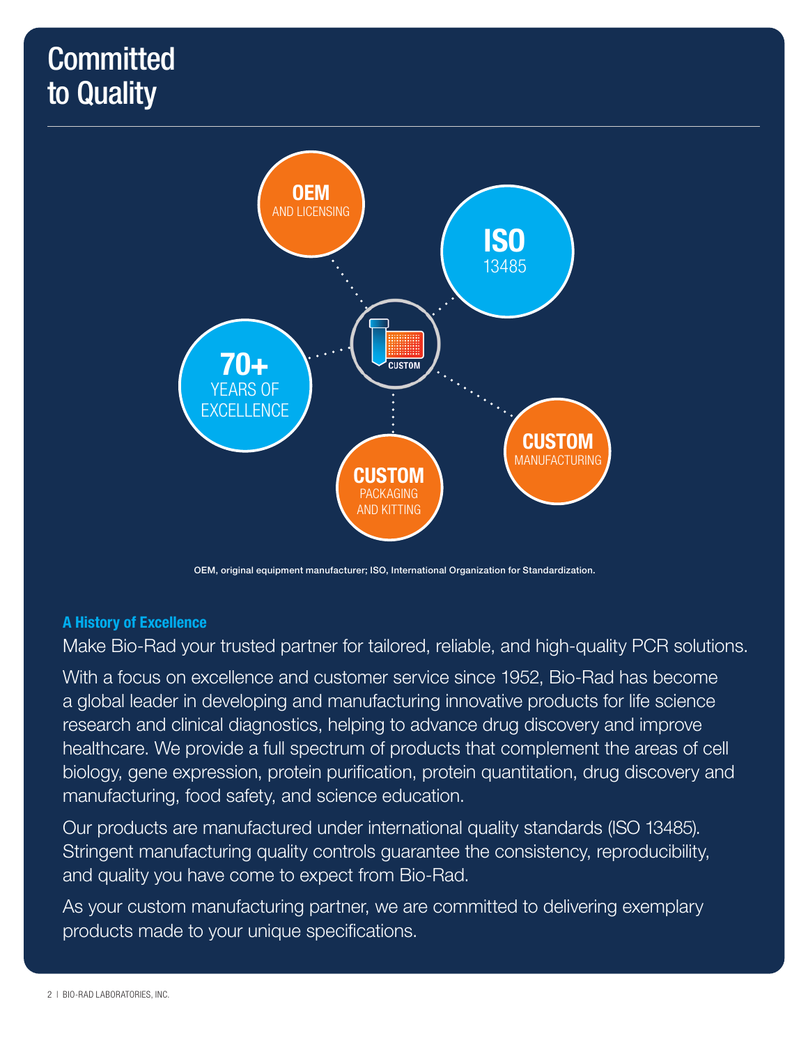# Committed to Quality

**OEM** AND LICENSING

**ISO** 13485

**70+** YEARS OF EXCELLENCE

**CUSTOM** PACKAGING AND KITTING

**CUSTOM** MANUFACTURING

OEM, original equipment manufacturer; ISO, International Organization for Standardization.

### A History of Excellence

Make Bio-Rad your trusted partner for tailored, reliable, and high-quality PCR solutions.

With a focus on excellence and customer service since 1952, Bio-Rad has become a global leader in developing and manufacturing innovative products for life science research and clinical diagnostics, helping to advance drug discovery and improve healthcare. We provide a full spectrum of products that complement the areas of cell biology, gene expression, protein purification, protein quantitation, drug discovery and manufacturing, food safety, and science education.

Our products are manufactured under international quality standards (ISO 13485). Stringent manufacturing quality controls guarantee the consistency, reproducibility, and quality you have come to expect from Bio-Rad.

As your custom manufacturing partner, we are committed to delivering exemplary products made to your unique specifications.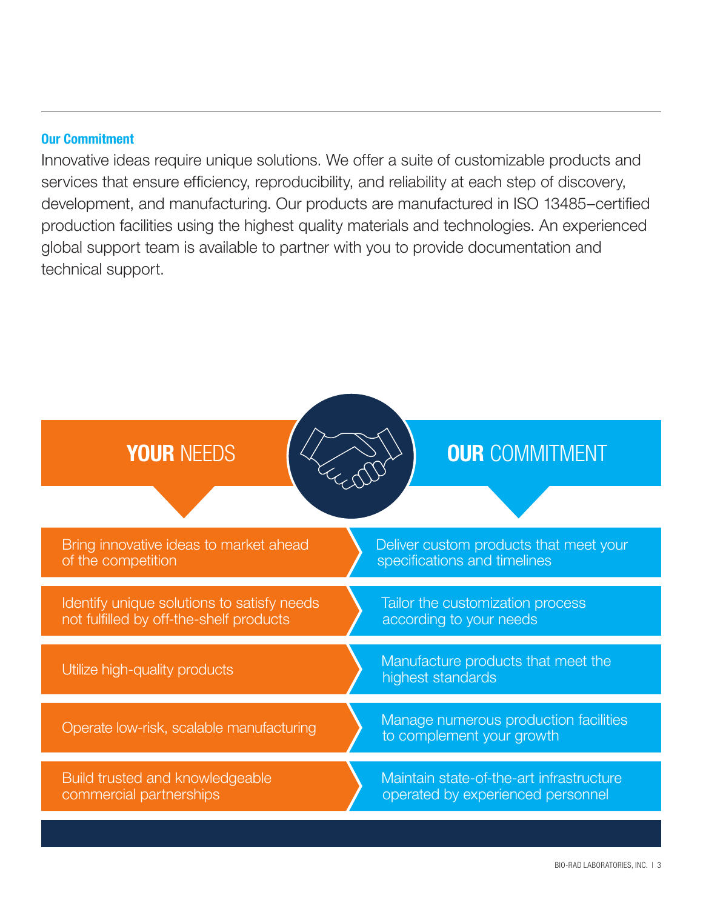## Our Commitment

Innovative ideas require unique solutions. We offer a suite of customizable products and services that ensure efficiency, reproducibility, and reliability at each step of discovery, development, and manufacturing. Our products are manufactured in ISO 13485–certified production facilities using the highest quality materials and technologies. An experienced global support team is available to partner with you to provide documentation and technical support.

| **YOUR** NEEDS | **OUR** COMMITMENT |
| --- | --- |
| Bring innovative ideas to market ahead of the competition | Deliver custom products that meet your specifications and timelines |
| Identify unique solutions to satisfy needs not fulfilled by off-the-shelf products | Tailor the customization process according to your needs |
| Utilize high-quality products | Manufacture products that meet the highest standards |
| Operate low-risk, scalable manufacturing | Manage numerous production facilities to complement your growth |
| Build trusted and knowledgeable commercial partnerships | Maintain state-of-the-art infrastructure operated by experienced personnel |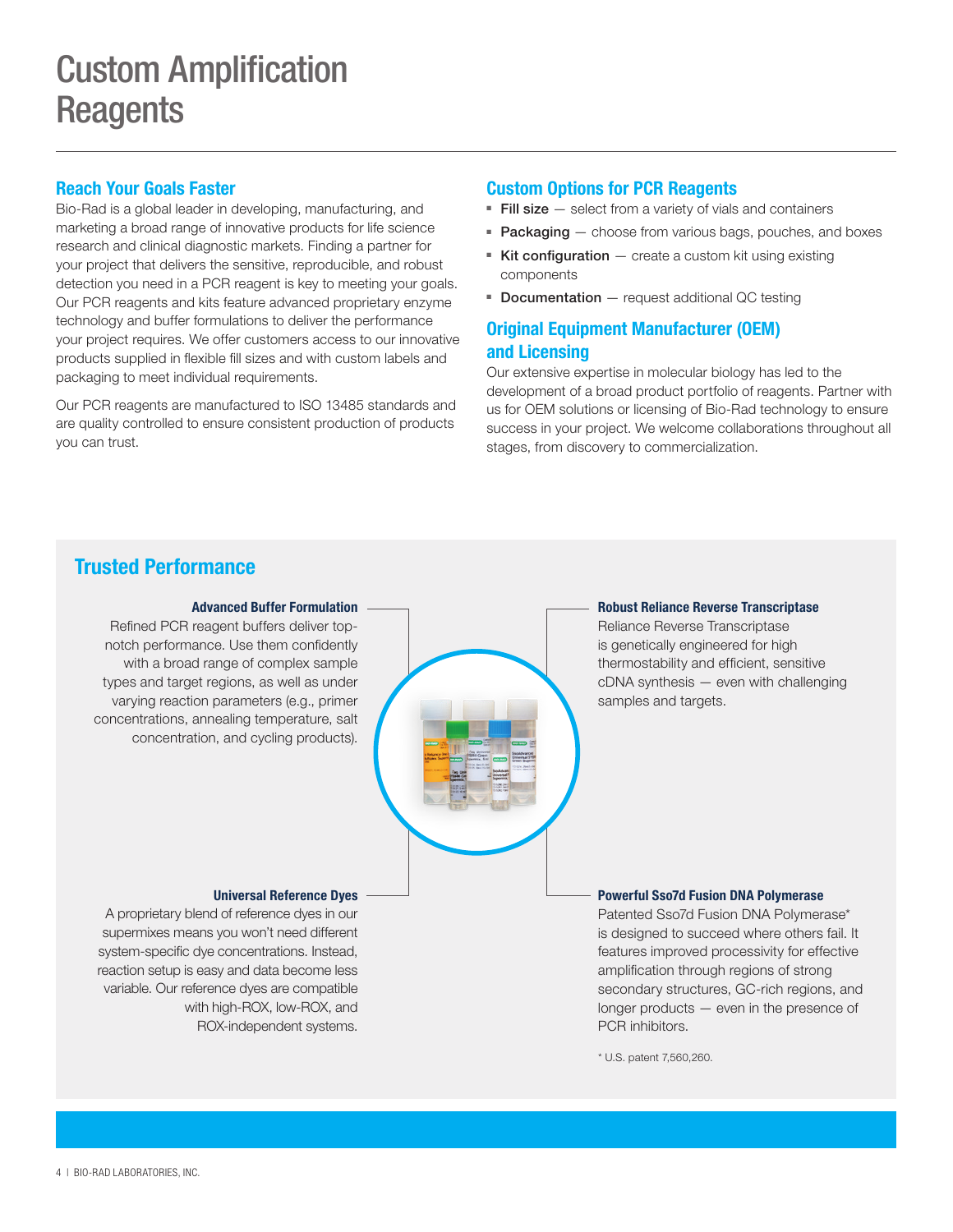# Custom Amplification Reagents

## Reach Your Goals Faster

Bio-Rad is a global leader in developing, manufacturing, and marketing a broad range of innovative products for life science research and clinical diagnostic markets. Finding a partner for your project that delivers the sensitive, reproducible, and robust detection you need in a PCR reagent is key to meeting your goals. Our PCR reagents and kits feature advanced proprietary enzyme technology and buffer formulations to deliver the performance your project requires. We offer customers access to our innovative products supplied in flexible fill sizes and with custom labels and packaging to meet individual requirements.

Our PCR reagents are manufactured to ISO 13485 standards and are quality controlled to ensure consistent production of products you can trust.

## Custom Options for PCR Reagents

- **Fill size** — select from a variety of vials and containers
- **Packaging** — choose from various bags, pouches, and boxes
- **Kit configuration** — create a custom kit using existing components
- **Documentation** — request additional QC testing

## Original Equipment Manufacturer (OEM) and Licensing

Our extensive expertise in molecular biology has led to the development of a broad product portfolio of reagents. Partner with us for OEM solutions or licensing of Bio-Rad technology to ensure success in your project. We welcome collaborations throughout all stages, from discovery to commercialization.

## Trusted Performance

### Advanced Buffer Formulation

Refined PCR reagent buffers deliver top-notch performance. Use them confidently with a broad range of complex sample types and target regions, as well as under varying reaction parameters (e.g., primer concentrations, annealing temperature, salt concentration, and cycling products).

### Robust Reliance Reverse Transcriptase

Reliance Reverse Transcriptase is genetically engineered for high thermostability and efficient, sensitive cDNA synthesis — even with challenging samples and targets.

### Universal Reference Dyes

A proprietary blend of reference dyes in our supermixes means you won't need different system-specific dye concentrations. Instead, reaction setup is easy and data become less variable. Our reference dyes are compatible with high-ROX, low-ROX, and ROX-independent systems.

### Powerful Sso7d Fusion DNA Polymerase

Patented Sso7d Fusion DNA Polymerase* is designed to succeed where others fail. It features improved processivity for effective amplification through regions of strong secondary structures, GC-rich regions, and longer products — even in the presence of PCR inhibitors.

\* U.S. patent 7,560,260.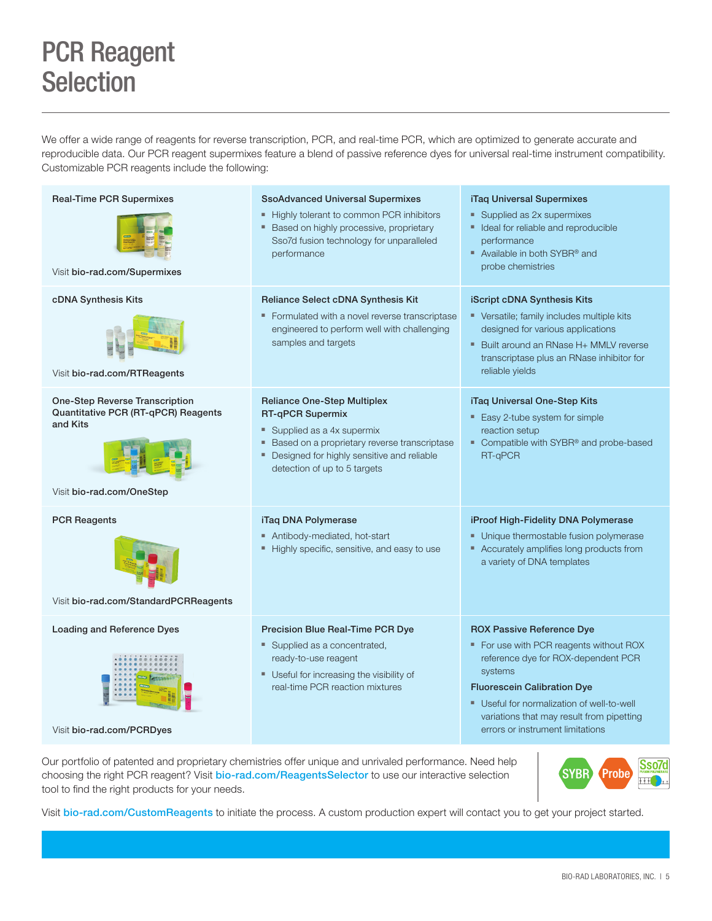# PCR Reagent Selection

We offer a wide range of reagents for reverse transcription, PCR, and real-time PCR, which are optimized to generate accurate and reproducible data. Our PCR reagent supermixes feature a blend of passive reference dyes for universal real-time instrument compatibility. Customizable PCR reagents include the following:

| Category | | |
|---|---|---|
| **Real-Time PCR Supermixes**<br><br>Visit **bio-rad.com/Supermixes** | **SsoAdvanced Universal Supermixes**<br>▪ Highly tolerant to common PCR inhibitors<br>▪ Based on highly processive, proprietary Sso7d fusion technology for unparalleled performance | **iTaq Universal Supermixes**<br>▪ Supplied as 2x supermixes<br>▪ Ideal for reliable and reproducible performance<br>▪ Available in both SYBR® and probe chemistries |
| **cDNA Synthesis Kits**<br><br>Visit **bio-rad.com/RTReagents** | **Reliance Select cDNA Synthesis Kit**<br>▪ Formulated with a novel reverse transcriptase engineered to perform well with challenging samples and targets | **iScript cDNA Synthesis Kits**<br>▪ Versatile; family includes multiple kits designed for various applications<br>▪ Built around an RNase H+ MMLV reverse transcriptase plus an RNase inhibitor for reliable yields |
| **One-Step Reverse Transcription Quantitative PCR (RT-qPCR) Reagents and Kits**<br><br>Visit **bio-rad.com/OneStep** | **Reliance One-Step Multiplex RT-qPCR Supermix**<br>▪ Supplied as a 4x supermix<br>▪ Based on a proprietary reverse transcriptase<br>▪ Designed for highly sensitive and reliable detection of up to 5 targets | **iTaq Universal One-Step Kits**<br>▪ Easy 2-tube system for simple reaction setup<br>▪ Compatible with SYBR® and probe-based RT-qPCR |
| **PCR Reagents**<br><br>Visit **bio-rad.com/StandardPCRReagents** | **iTaq DNA Polymerase**<br>▪ Antibody-mediated, hot-start<br>▪ Highly specific, sensitive, and easy to use | **iProof High-Fidelity DNA Polymerase**<br>▪ Unique thermostable fusion polymerase<br>▪ Accurately amplifies long products from a variety of DNA templates |
| **Loading and Reference Dyes**<br><br>Visit **bio-rad.com/PCRDyes** | **Precision Blue Real-Time PCR Dye**<br>▪ Supplied as a concentrated, ready-to-use reagent<br>▪ Useful for increasing the visibility of real-time PCR reaction mixtures | **ROX Passive Reference Dye**<br>▪ For use with PCR reagents without ROX reference dye for ROX-dependent PCR systems<br>**Fluorescein Calibration Dye**<br>▪ Useful for normalization of well-to-well variations that may result from pipetting errors or instrument limitations |

Our portfolio of patented and proprietary chemistries offer unique and unrivaled performance. Need help choosing the right PCR reagent? Visit bio-rad.com/ReagentsSelector to use our interactive selection tool to find the right products for your needs.

Visit bio-rad.com/CustomReagents to initiate the process. A custom production expert will contact you to get your project started.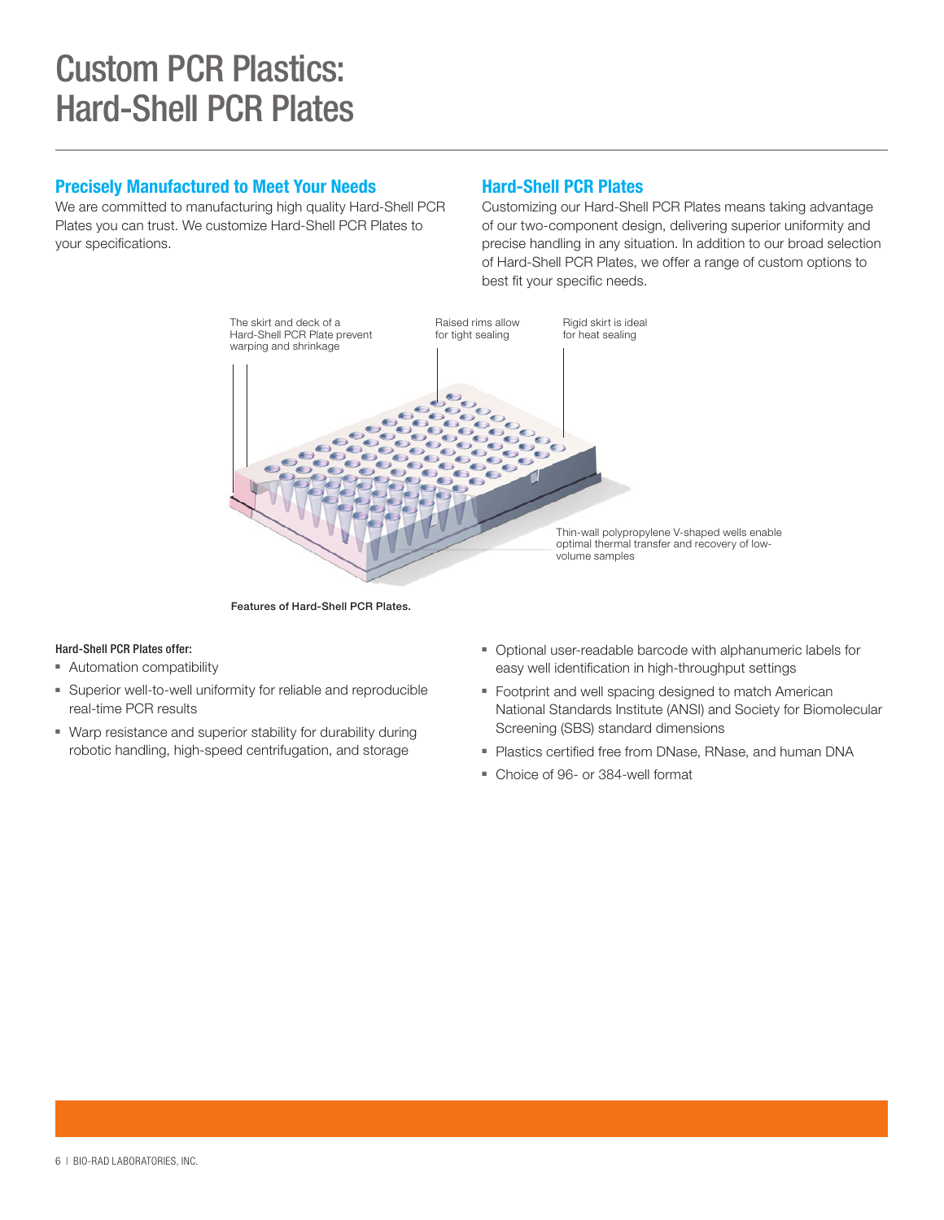# Custom PCR Plastics: Hard-Shell PCR Plates

## Precisely Manufactured to Meet Your Needs

We are committed to manufacturing high quality Hard-Shell PCR Plates you can trust. We customize Hard-Shell PCR Plates to your specifications.

## Hard-Shell PCR Plates

Customizing our Hard-Shell PCR Plates means taking advantage of our two-component design, delivering superior uniformity and precise handling in any situation. In addition to our broad selection of Hard-Shell PCR Plates, we offer a range of custom options to best fit your specific needs.

The skirt and deck of a Hard-Shell PCR Plate prevent warping and shrinkage

Raised rims allow for tight sealing

Rigid skirt is ideal for heat sealing

Thin-wall polypropylene V-shaped wells enable optimal thermal transfer and recovery of low-volume samples

**Features of Hard-Shell PCR Plates.**

**Hard-Shell PCR Plates offer:**

- Automation compatibility
- Superior well-to-well uniformity for reliable and reproducible real-time PCR results
- Warp resistance and superior stability for durability during robotic handling, high-speed centrifugation, and storage
- Optional user-readable barcode with alphanumeric labels for easy well identification in high-throughput settings
- Footprint and well spacing designed to match American National Standards Institute (ANSI) and Society for Biomolecular Screening (SBS) standard dimensions
- Plastics certified free from DNase, RNase, and human DNA
- Choice of 96- or 384-well format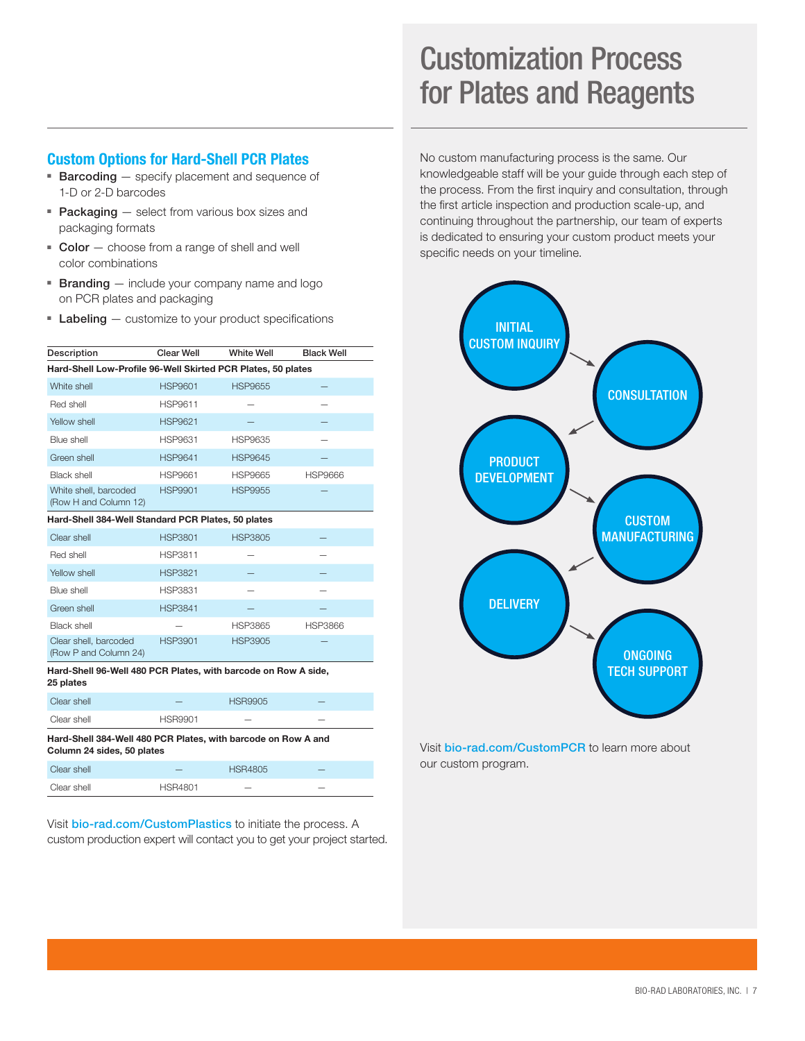## Custom Options for Hard-Shell PCR Plates

- **Barcoding** — specify placement and sequence of 1-D or 2-D barcodes
- **Packaging** — select from various box sizes and packaging formats
- **Color** — choose from a range of shell and well color combinations
- **Branding** — include your company name and logo on PCR plates and packaging
- **Labeling** — customize to your product specifications

| Description | Clear Well | White Well | Black Well |
|---|---|---|---|
| **Hard-Shell Low-Profile 96-Well Skirted PCR Plates, 50 plates** | | | |
| White shell | HSP9601 | HSP9655 | — |
| Red shell | HSP9611 | — | — |
| Yellow shell | HSP9621 | — | — |
| Blue shell | HSP9631 | HSP9635 | — |
| Green shell | HSP9641 | HSP9645 | — |
| Black shell | HSP9661 | HSP9665 | HSP9666 |
| White shell, barcoded (Row H and Column 12) | HSP9901 | HSP9955 | — |
| **Hard-Shell 384-Well Standard PCR Plates, 50 plates** | | | |
| Clear shell | HSP3801 | HSP3805 | — |
| Red shell | HSP3811 | — | — |
| Yellow shell | HSP3821 | — | — |
| Blue shell | HSP3831 | — | — |
| Green shell | HSP3841 | — | — |
| Black shell | — | HSP3865 | HSP3866 |
| Clear shell, barcoded (Row P and Column 24) | HSP3901 | HSP3905 | — |
| **Hard-Shell 96-Well 480 PCR Plates, with barcode on Row A side, 25 plates** | | | |
| Clear shell | — | HSR9905 | — |
| Clear shell | HSR9901 | — | — |
| **Hard-Shell 384-Well 480 PCR Plates, with barcode on Row A and Column 24 sides, 50 plates** | | | |
| Clear shell | — | HSR4805 | — |
| Clear shell | HSR4801 | — | — |

Visit bio-rad.com/CustomPlastics to initiate the process. A custom production expert will contact you to get your project started.

# Customization Process for Plates and Reagents

No custom manufacturing process is the same. Our knowledgeable staff will be your guide through each step of the process. From the first inquiry and consultation, through the first article inspection and production scale-up, and continuing throughout the partnership, our team of experts is dedicated to ensuring your custom product meets your specific needs on your timeline.

INITIAL CUSTOM INQUIRY → CONSULTATION → PRODUCT DEVELOPMENT → CUSTOM MANUFACTURING → DELIVERY → ONGOING TECH SUPPORT

Visit bio-rad.com/CustomPCR to learn more about our custom program.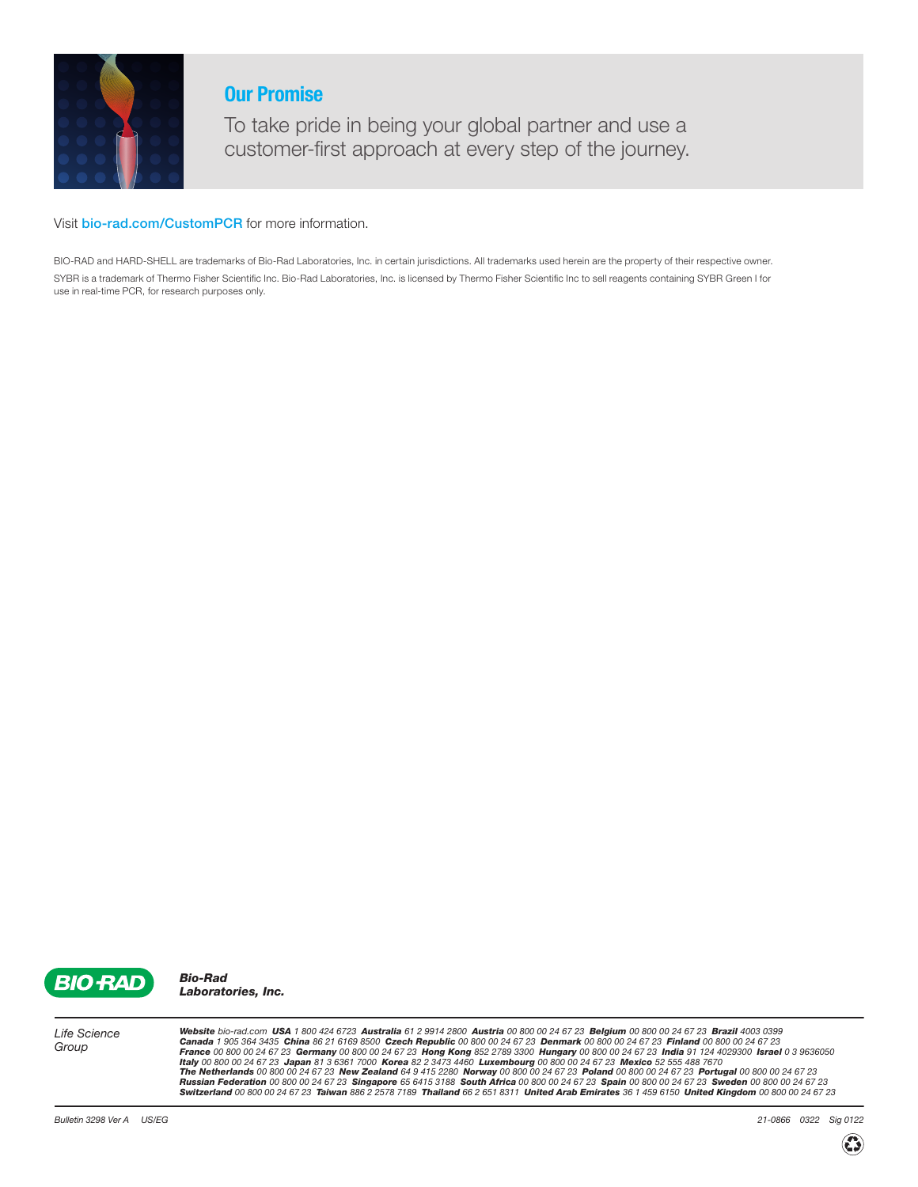## Our Promise

To take pride in being your global partner and use a customer-first approach at every step of the journey.

Visit bio-rad.com/CustomPCR for more information.

BIO-RAD and HARD-SHELL are trademarks of Bio-Rad Laboratories, Inc. in certain jurisdictions. All trademarks used herein are the property of their respective owner.

SYBR is a trademark of Thermo Fisher Scientific Inc. Bio-Rad Laboratories, Inc. is licensed by Thermo Fisher Scientific Inc to sell reagents containing SYBR Green I for use in real-time PCR, for research purposes only.

BIO-RAD

***Bio-Rad Laboratories, Inc.***

*Life Science Group*

***Website*** *bio-rad.com* ***USA*** *1 800 424 6723* ***Australia*** *61 2 9914 2800* ***Austria*** *00 800 00 24 67 23* ***Belgium*** *00 800 00 24 67 23* ***Brazil*** *4003 0399* ***Canada*** *1 905 364 3435* ***China*** *86 21 6169 8500* ***Czech Republic*** *00 800 00 24 67 23* ***Denmark*** *00 800 00 24 67 23* ***Finland*** *00 800 00 24 67 23* ***France*** *00 800 00 24 67 23* ***Germany*** *00 800 00 24 67 23* ***Hong Kong*** *852 2789 3300* ***Hungary*** *00 800 00 24 67 23* ***India*** *91 124 4029300* ***Israel*** *0 3 9636050* ***Italy*** *00 800 00 24 67 23* ***Japan*** *81 3 6361 7000* ***Korea*** *82 2 3473 4460* ***Luxembourg*** *00 800 00 24 67 23* ***Mexico*** *52 555 488 7670* ***The Netherlands*** *00 800 00 24 67 23* ***New Zealand*** *64 9 415 2280* ***Norway*** *00 800 00 24 67 23* ***Poland*** *00 800 00 24 67 23* ***Portugal*** *00 800 00 24 67 23* ***Russian Federation*** *00 800 00 24 67 23* ***Singapore*** *65 6415 3188* ***South Africa*** *00 800 00 24 67 23* ***Spain*** *00 800 00 24 67 23* ***Sweden*** *00 800 00 24 67 23* ***Switzerland*** *00 800 00 24 67 23* ***Taiwan*** *886 2 2578 7189* ***Thailand*** *66 2 651 8311* ***United Arab Emirates*** *36 1 459 6150* ***United Kingdom*** *00 800 00 24 67 23*

*Bulletin 3298 Ver A US/EG*

*21-0866 0322 Sig 0122*